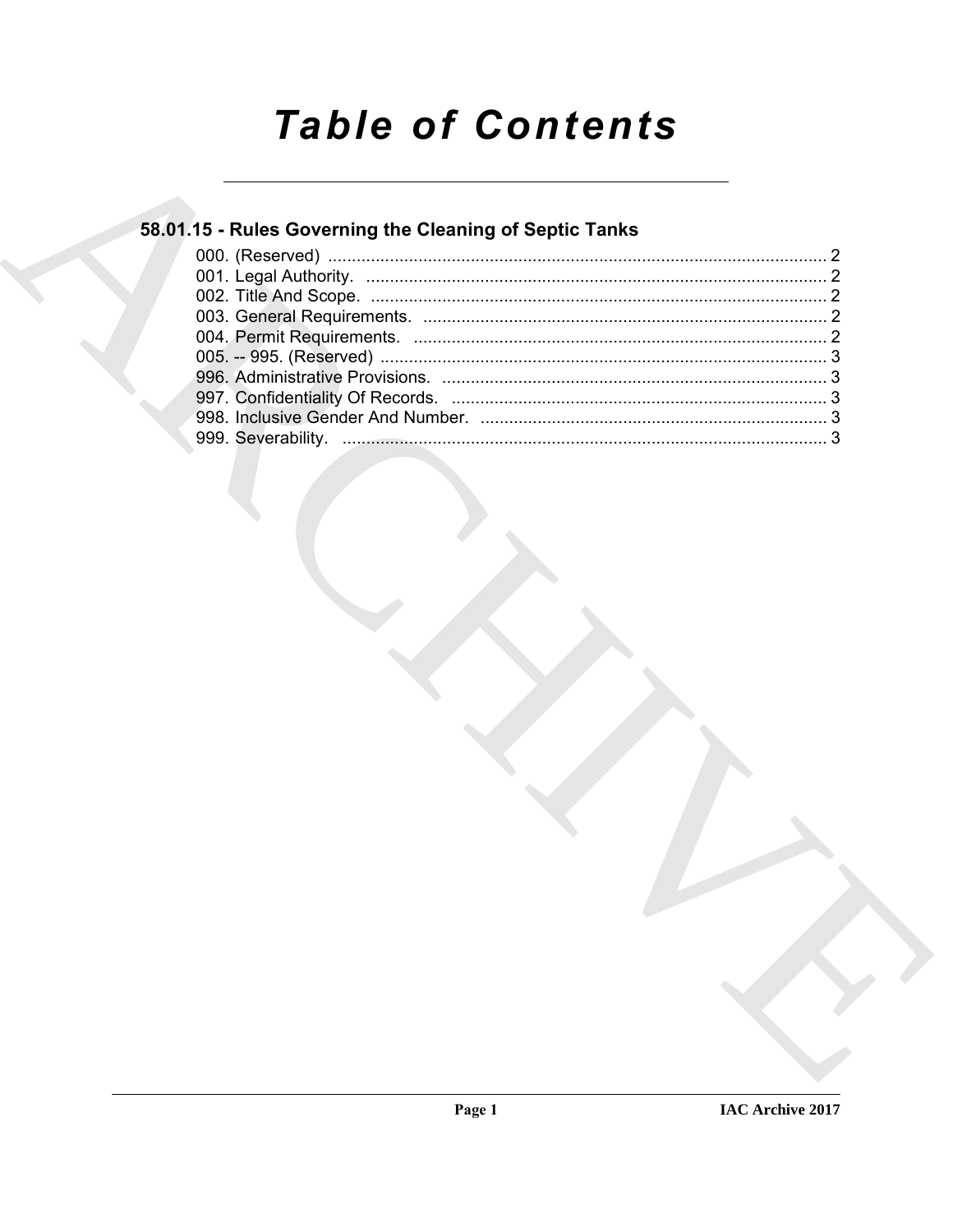# Table of Contents

## 58.01.15 - Rules Governing the Cleaning of Septic Tanks

000. (Reserved) ........................................................................................................ 2
001. Legal Authority. ................................................................................................ 2
002. Title And Scope. ............................................................................................... 2
003. General Requirements. .................................................................................... 2
004. Permit Requirements. ...................................................................................... 2
005. -- 995. (Reserved) ............................................................................................ 3
996. Administrative Provisions. ................................................................................ 3
997. Confidentiality Of Records. ............................................................................... 3
998. Inclusive Gender And Number. ........................................................................ 3
999. Severability. ..................................................................................................... 3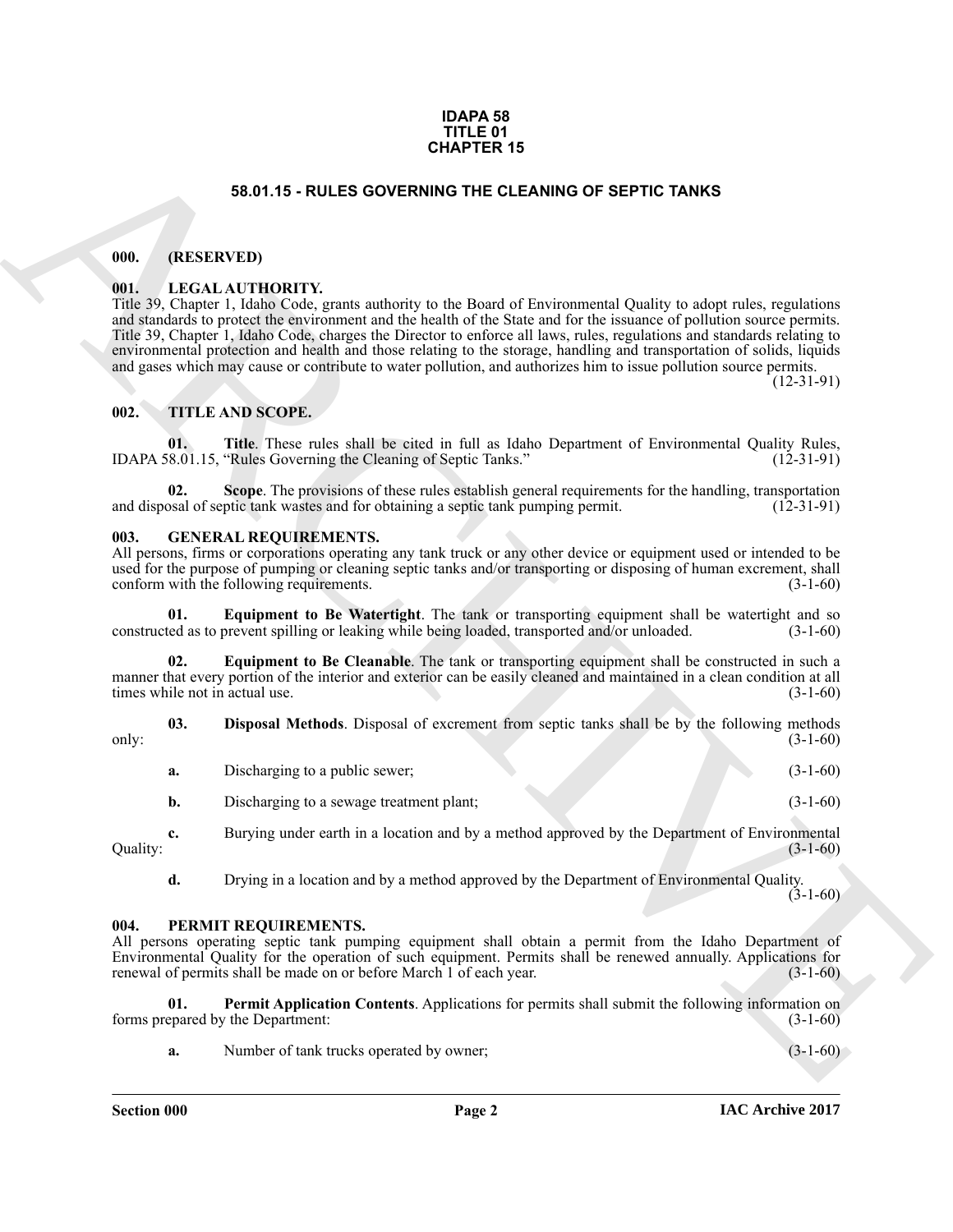# IDAPA 58
# TITLE 01
# CHAPTER 15

## 58.01.15 - RULES GOVERNING THE CLEANING OF SEPTIC TANKS

### 000. (RESERVED)

### 001. LEGAL AUTHORITY.

Title 39, Chapter 1, Idaho Code, grants authority to the Board of Environmental Quality to adopt rules, regulations and standards to protect the environment and the health of the State and for the issuance of pollution source permits. Title 39, Chapter 1, Idaho Code, charges the Director to enforce all laws, rules, regulations and standards relating to environmental protection and health and those relating to the storage, handling and transportation of solids, liquids and gases which may cause or contribute to water pollution, and authorizes him to issue pollution source permits. (12-31-91)

### 002. TITLE AND SCOPE.

**01. Title**. These rules shall be cited in full as Idaho Department of Environmental Quality Rules, IDAPA 58.01.15, "Rules Governing the Cleaning of Septic Tanks." (12-31-91)

**02. Scope**. The provisions of these rules establish general requirements for the handling, transportation and disposal of septic tank wastes and for obtaining a septic tank pumping permit. (12-31-91)

### 003. GENERAL REQUIREMENTS.

All persons, firms or corporations operating any tank truck or any other device or equipment used or intended to be used for the purpose of pumping or cleaning septic tanks and/or transporting or disposing of human excrement, shall conform with the following requirements. (3-1-60)

**01. Equipment to Be Watertight**. The tank or transporting equipment shall be watertight and so constructed as to prevent spilling or leaking while being loaded, transported and/or unloaded. (3-1-60)

**02. Equipment to Be Cleanable**. The tank or transporting equipment shall be constructed in such a manner that every portion of the interior and exterior can be easily cleaned and maintained in a clean condition at all times while not in actual use. (3-1-60)

**03. Disposal Methods**. Disposal of excrement from septic tanks shall be by the following methods only: (3-1-60)

**a.** Discharging to a public sewer; (3-1-60)

**b.** Discharging to a sewage treatment plant; (3-1-60)

**c.** Burying under earth in a location and by a method approved by the Department of Environmental Quality: (3-1-60)

**d.** Drying in a location and by a method approved by the Department of Environmental Quality. (3-1-60)

### 004. PERMIT REQUIREMENTS.

All persons operating septic tank pumping equipment shall obtain a permit from the Idaho Department of Environmental Quality for the operation of such equipment. Permits shall be renewed annually. Applications for renewal of permits shall be made on or before March 1 of each year. (3-1-60)

**01. Permit Application Contents**. Applications for permits shall submit the following information on forms prepared by the Department: (3-1-60)

**a.** Number of tank trucks operated by owner; (3-1-60)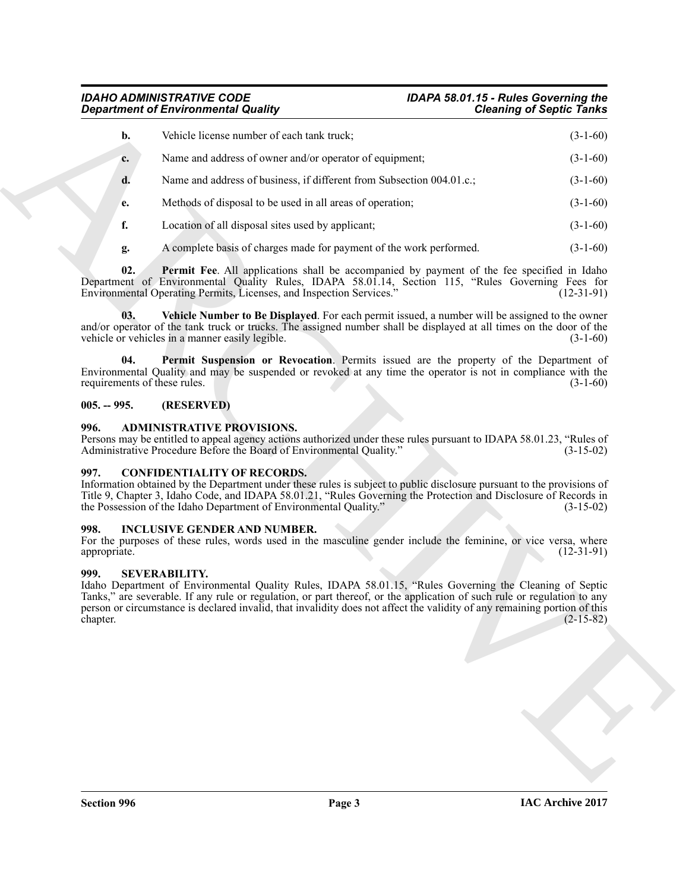**b.** Vehicle license number of each tank truck; (3-1-60)

**c.** Name and address of owner and/or operator of equipment; (3-1-60)

**d.** Name and address of business, if different from Subsection 004.01.c.; (3-1-60)

**e.** Methods of disposal to be used in all areas of operation; (3-1-60)

**f.** Location of all disposal sites used by applicant; (3-1-60)

**g.** A complete basis of charges made for payment of the work performed. (3-1-60)

**02. Permit Fee**. All applications shall be accompanied by payment of the fee specified in Idaho Department of Environmental Quality Rules, IDAPA 58.01.14, Section 115, "Rules Governing Fees for Environmental Operating Permits, Licenses, and Inspection Services." (12-31-91)

**03. Vehicle Number to Be Displayed**. For each permit issued, a number will be assigned to the owner and/or operator of the tank truck or trucks. The assigned number shall be displayed at all times on the door of the vehicle or vehicles in a manner easily legible. (3-1-60)

**04. Permit Suspension or Revocation**. Permits issued are the property of the Department of Environmental Quality and may be suspended or revoked at any time the operator is not in compliance with the requirements of these rules. (3-1-60)

## 005. -- 995. (RESERVED)

## 996. ADMINISTRATIVE PROVISIONS.

Persons may be entitled to appeal agency actions authorized under these rules pursuant to IDAPA 58.01.23, "Rules of Administrative Procedure Before the Board of Environmental Quality." (3-15-02)

## 997. CONFIDENTIALITY OF RECORDS.

Information obtained by the Department under these rules is subject to public disclosure pursuant to the provisions of Title 9, Chapter 3, Idaho Code, and IDAPA 58.01.21, "Rules Governing the Protection and Disclosure of Records in the Possession of the Idaho Department of Environmental Quality." (3-15-02)

## 998. INCLUSIVE GENDER AND NUMBER.

For the purposes of these rules, words used in the masculine gender include the feminine, or vice versa, where appropriate. (12-31-91)

## 999. SEVERABILITY.

Idaho Department of Environmental Quality Rules, IDAPA 58.01.15, "Rules Governing the Cleaning of Septic Tanks," are severable. If any rule or regulation, or part thereof, or the application of such rule or regulation to any person or circumstance is declared invalid, that invalidity does not affect the validity of any remaining portion of this chapter. (2-15-82)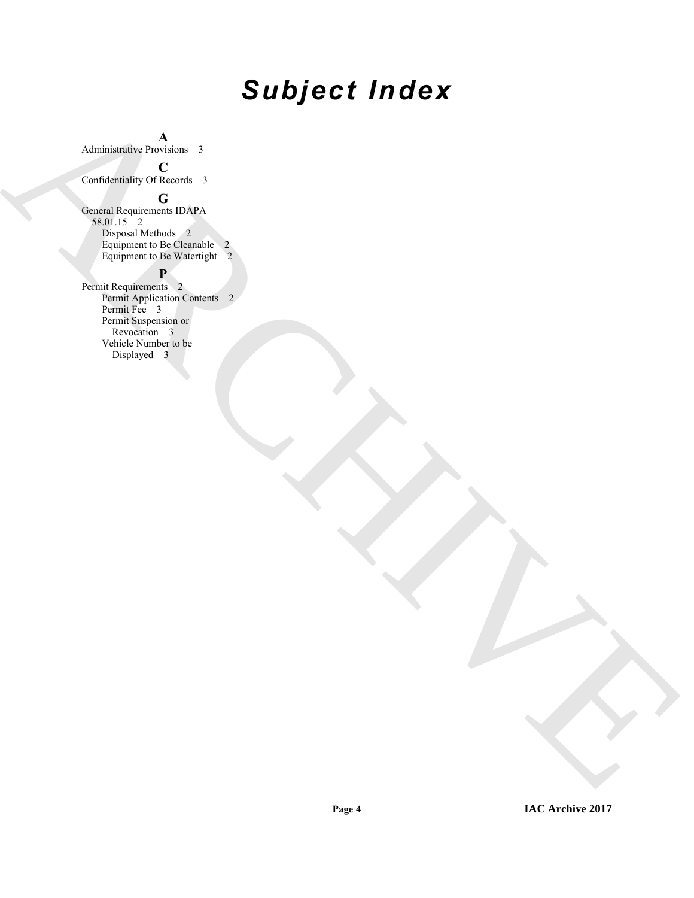# *Subject Index*

**A**

Administrative Provisions 3

**C**

Confidentiality Of Records 3

**G**

General Requirements IDAPA 58.01.15 2
- Disposal Methods 2
- Equipment to Be Cleanable 2
- Equipment to Be Watertight 2

**P**

Permit Requirements 2
- Permit Application Contents 2
- Permit Fee 3
- Permit Suspension or Revocation 3
- Vehicle Number to be Displayed 3